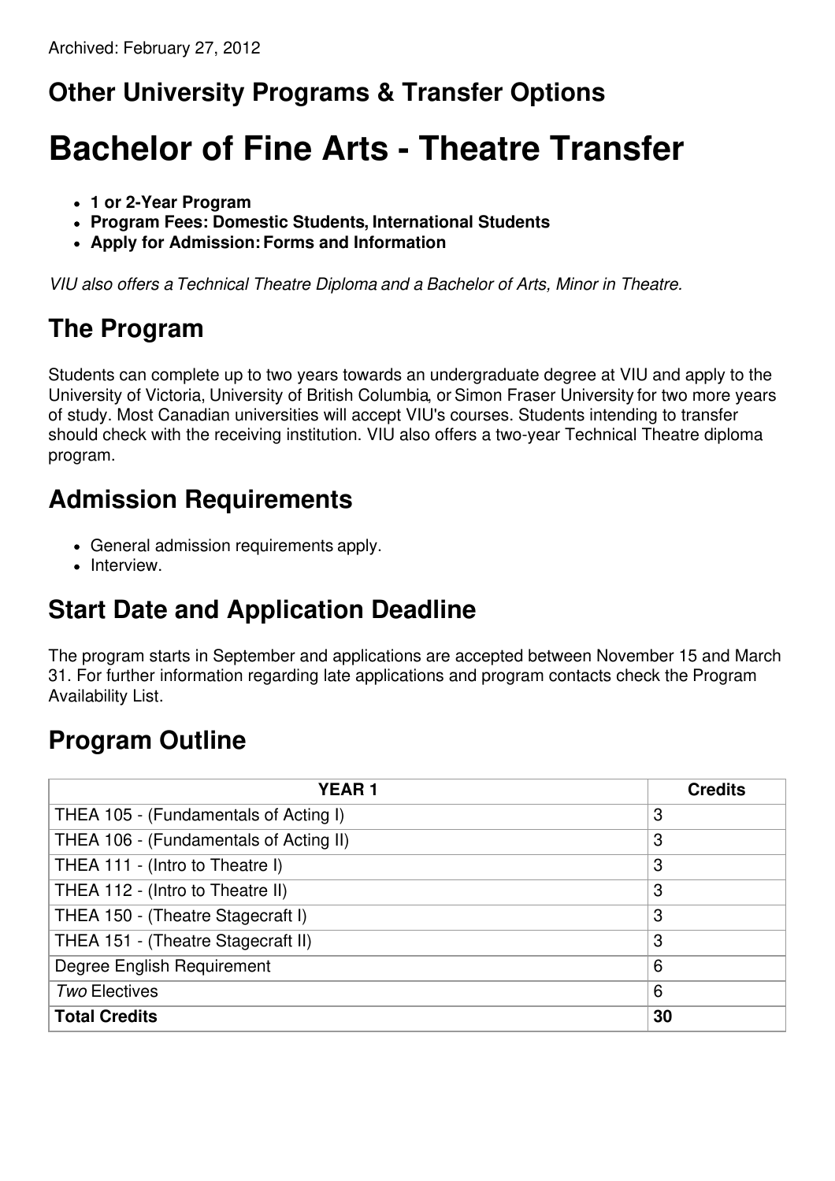Archived: February 27, 2012

## Other University Programs & Transfer Options

# Bachelor of Fine Arts - Theatre Transfer

- **1 or 2-Year Program**
- **Program Fees: Domestic Students, International Students**
- **Apply for Admission: Forms and Information**

*VIU also offers a Technical Theatre Diploma and a Bachelor of Arts, Minor in Theatre.*

## The Program

Students can complete up to two years towards an undergraduate degree at VIU and apply to the University of Victoria, University of British Columbia, or Simon Fraser University for two more years of study. Most Canadian universities will accept VIU's courses. Students intending to transfer should check with the receiving institution. VIU also offers a two-year Technical Theatre diploma program.

## Admission Requirements

- General admission requirements apply.
- Interview.

## Start Date and Application Deadline

The program starts in September and applications are accepted between November 15 and March 31. For further information regarding late applications and program contacts check the Program Availability List.

## Program Outline

| YEAR 1 | Credits |
| --- | --- |
| THEA 105 - (Fundamentals of Acting I) | 3 |
| THEA 106 - (Fundamentals of Acting II) | 3 |
| THEA 111 - (Intro to Theatre I) | 3 |
| THEA 112 - (Intro to Theatre II) | 3 |
| THEA 150 - (Theatre Stagecraft I) | 3 |
| THEA 151 - (Theatre Stagecraft II) | 3 |
| Degree English Requirement | 6 |
| *Two* Electives | 6 |
| **Total Credits** | **30** |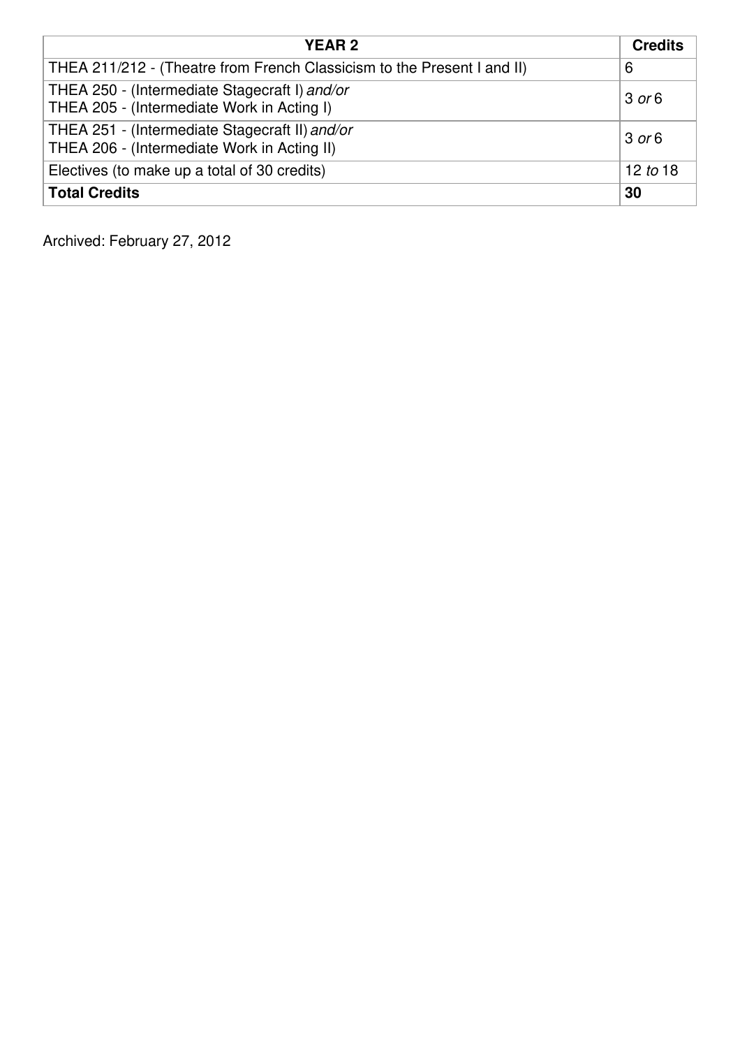| YEAR 2 | Credits |
|---|---|
| THEA 211/212 - (Theatre from French Classicism to the Present I and II) | 6 |
| THEA 250 - (Intermediate Stagecraft I) *and/or* THEA 205 - (Intermediate Work in Acting I) | 3 *or* 6 |
| THEA 251 - (Intermediate Stagecraft II) *and/or* THEA 206 - (Intermediate Work in Acting II) | 3 *or* 6 |
| Electives (to make up a total of 30 credits) | 12 *to* 18 |
| **Total Credits** | **30** |

Archived: February 27, 2012